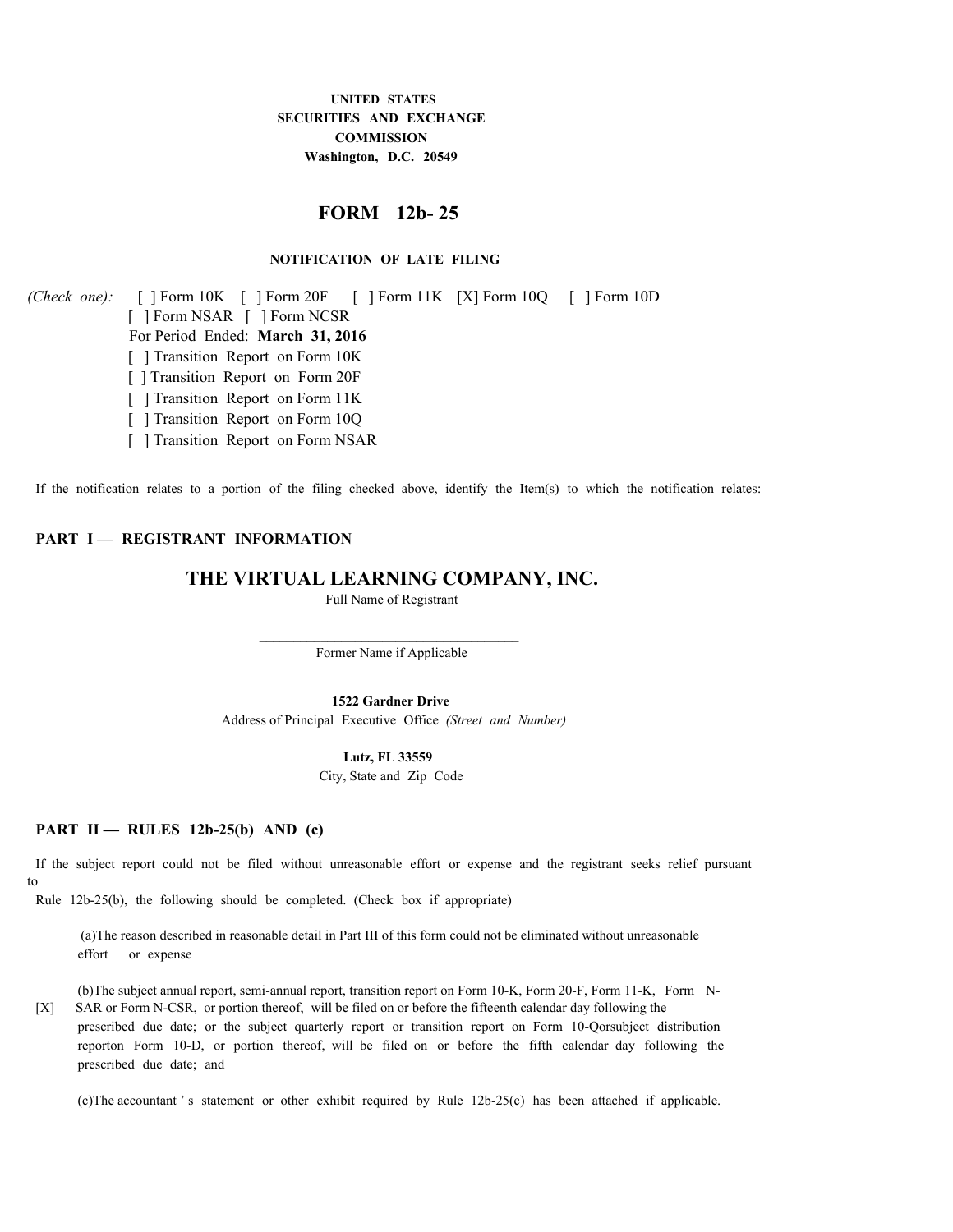UNITED STATES
SECURITIES AND EXCHANGE
COMMISSION
Washington, D.C. 20549

# FORM 12b- 25

**NOTIFICATION OF LATE FILING**

*(Check one):* [ ] Form 10K [ ] Form 20F [ ] Form 11K [X] Form 10Q [ ] Form 10D
[ ] Form NSAR [ ] Form NCSR
For Period Ended: **March 31, 2016**
[ ] Transition Report on Form 10K
[ ] Transition Report on Form 20F
[ ] Transition Report on Form 11K
[ ] Transition Report on Form 10Q
[ ] Transition Report on Form NSAR

If the notification relates to a portion of the filing checked above, identify the Item(s) to which the notification relates:

## PART I — REGISTRANT INFORMATION

**THE VIRTUAL LEARNING COMPANY, INC.**
Full Name of Registrant

\_\_\_\_\_\_\_\_\_\_\_\_\_\_\_\_\_\_\_\_\_\_\_\_\_\_\_\_\_\_\_\_\_\_\_\_
Former Name if Applicable

**1522 Gardner Drive**
Address of Principal Executive Office *(Street and Number)*

**Lutz, FL 33559**
City, State and Zip Code

## PART II — RULES 12b-25(b) AND (c)

If the subject report could not be filed without unreasonable effort or expense and the registrant seeks relief pursuant to Rule 12b-25(b), the following should be completed. (Check box if appropriate)

(a)The reason described in reasonable detail in Part III of this form could not be eliminated without unreasonable effort or expense

[X] (b)The subject annual report, semi-annual report, transition report on Form 10-K, Form 20-F, Form 11-K, Form N-SAR or Form N-CSR, or portion thereof, will be filed on or before the fifteenth calendar day following the prescribed due date; or the subject quarterly report or transition report on Form 10-Qorsubject distribution reporton Form 10-D, or portion thereof, will be filed on or before the fifth calendar day following the prescribed due date; and

(c)The accountant ' s statement or other exhibit required by Rule 12b-25(c) has been attached if applicable.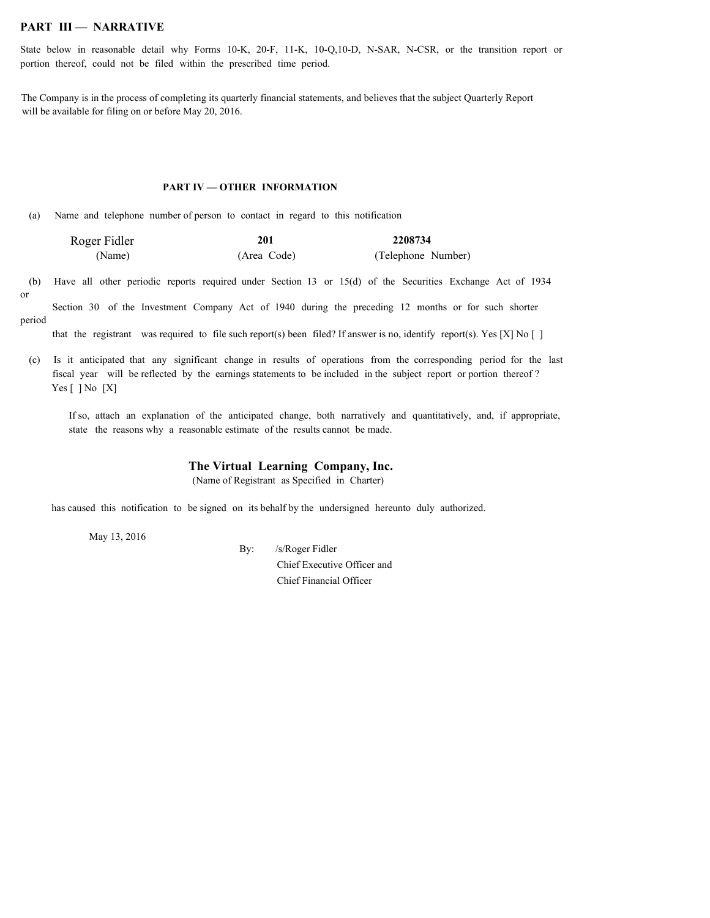## PART III — NARRATIVE

State below in reasonable detail why Forms 10-K, 20-F, 11-K, 10-Q,10-D, N-SAR, N-CSR, or the transition report or portion thereof, could not be filed within the prescribed time period.

The Company is in the process of completing its quarterly financial statements, and believes that the subject Quarterly Report will be available for filing on or before May 20, 2016.

## PART IV — OTHER INFORMATION

(a) Name and telephone number of person to contact in regard to this notification

| | | |
|---|---|---|
| Roger Fidler | **201** | **2208734** |
| (Name) | (Area Code) | (Telephone Number) |

(b) Have all other periodic reports required under Section 13 or 15(d) of the Securities Exchange Act of 1934 or Section 30 of the Investment Company Act of 1940 during the preceding 12 months or for such shorter period that the registrant was required to file such report(s) been filed? If answer is no, identify report(s). Yes [X] No [ ]

(c) Is it anticipated that any significant change in results of operations from the corresponding period for the last fiscal year will be reflected by the earnings statements to be included in the subject report or portion thereof ? Yes [ ] No [X]

If so, attach an explanation of the anticipated change, both narratively and quantitatively, and, if appropriate, state the reasons why a reasonable estimate of the results cannot be made.

**The Virtual Learning Company, Inc.**
(Name of Registrant as Specified in Charter)

has caused this notification to be signed on its behalf by the undersigned hereunto duly authorized.

May 13, 2016

By: /s/Roger Fidler
Chief Executive Officer and
Chief Financial Officer